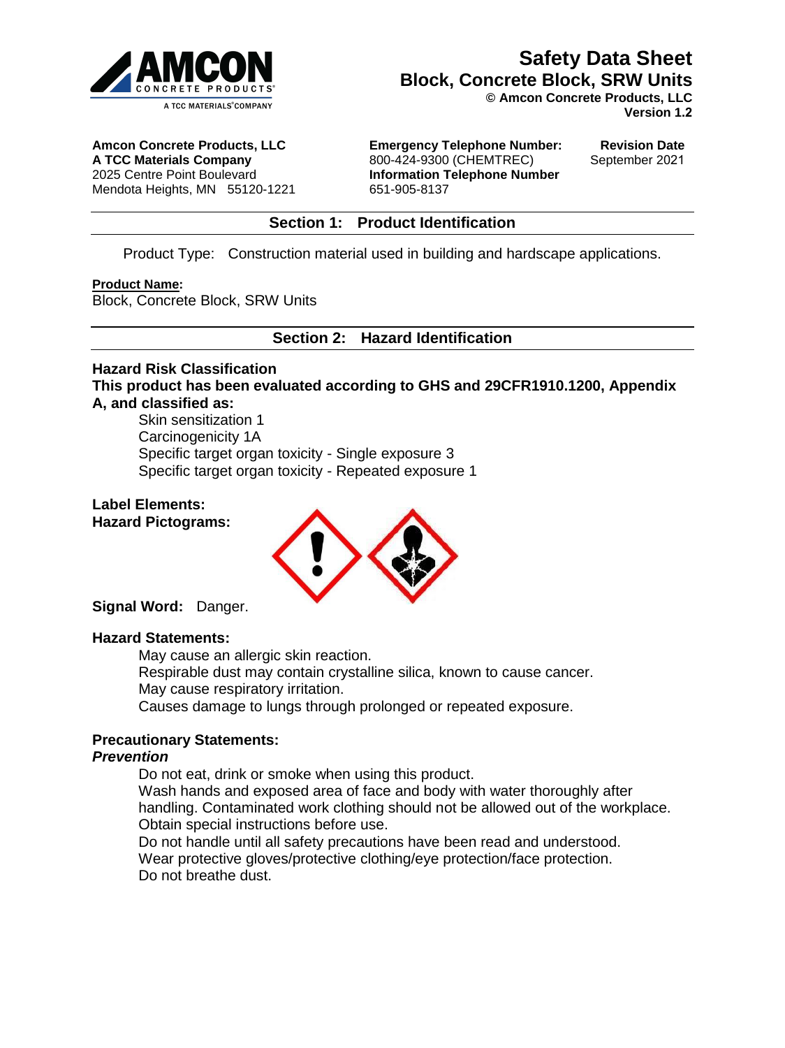# Safety Data Sheet
## Block, Concrete Block, SRW Units
**© Amcon Concrete Products, LLC**
**Version 1.2**

**Amcon Concrete Products, LLC**
**A TCC Materials Company**
2025 Centre Point Boulevard
Mendota Heights, MN 55120-1221

**Emergency Telephone Number:**
800-424-9300 (CHEMTREC)
**Information Telephone Number**
651-905-8137

**Revision Date**
September 2021

## Section 1: Product Identification

Product Type: Construction material used in building and hardscape applications.

**Product Name:**
Block, Concrete Block, SRW Units

## Section 2: Hazard Identification

**Hazard Risk Classification**
**This product has been evaluated according to GHS and 29CFR1910.1200, Appendix A, and classified as:**

- Skin sensitization 1
- Carcinogenicity 1A
- Specific target organ toxicity - Single exposure 3
- Specific target organ toxicity - Repeated exposure 1

**Label Elements:**
**Hazard Pictograms:**

**Signal Word:** Danger.

**Hazard Statements:**

- May cause an allergic skin reaction.
- Respirable dust may contain crystalline silica, known to cause cancer.
- May cause respiratory irritation.
- Causes damage to lungs through prolonged or repeated exposure.

**Precautionary Statements:**
***Prevention***

- Do not eat, drink or smoke when using this product.
- Wash hands and exposed area of face and body with water thoroughly after handling. Contaminated work clothing should not be allowed out of the workplace.
- Obtain special instructions before use.
- Do not handle until all safety precautions have been read and understood.
- Wear protective gloves/protective clothing/eye protection/face protection.
- Do not breathe dust.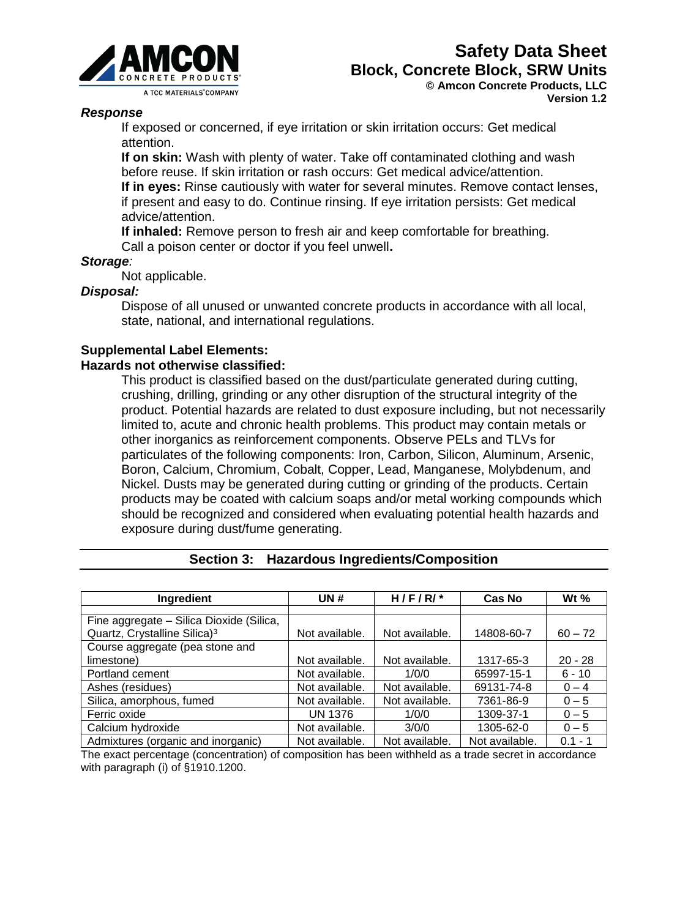***Response***

If exposed or concerned, if eye irritation or skin irritation occurs: Get medical attention.

**If on skin:** Wash with plenty of water. Take off contaminated clothing and wash before reuse. If skin irritation or rash occurs: Get medical advice/attention.

**If in eyes:** Rinse cautiously with water for several minutes. Remove contact lenses, if present and easy to do. Continue rinsing. If eye irritation persists: Get medical advice/attention.

**If inhaled:** Remove person to fresh air and keep comfortable for breathing. Call a poison center or doctor if you feel unwell**.**

***Storage****:*

Not applicable.

***Disposal:***

Dispose of all unused or unwanted concrete products in accordance with all local, state, national, and international regulations.

**Supplemental Label Elements:**

**Hazards not otherwise classified:**

This product is classified based on the dust/particulate generated during cutting, crushing, drilling, grinding or any other disruption of the structural integrity of the product. Potential hazards are related to dust exposure including, but not necessarily limited to, acute and chronic health problems. This product may contain metals or other inorganics as reinforcement components. Observe PELs and TLVs for particulates of the following components: Iron, Carbon, Silicon, Aluminum, Arsenic, Boron, Calcium, Chromium, Cobalt, Copper, Lead, Manganese, Molybdenum, and Nickel. Dusts may be generated during cutting or grinding of the products. Certain products may be coated with calcium soaps and/or metal working compounds which should be recognized and considered when evaluating potential health hazards and exposure during dust/fume generating.

## Section 3: Hazardous Ingredients/Composition

| Ingredient | UN # | H / F / R/ * | Cas No | Wt % |
|---|---|---|---|---|
| Fine aggregate – Silica Dioxide (Silica, Quartz, Crystalline Silica)[3] | Not available. | Not available. | 14808-60-7 | 60 – 72 |
| Course aggregate (pea stone and limestone) | Not available. | Not available. | 1317-65-3 | 20 - 28 |
| Portland cement | Not available. | 1/0/0 | 65997-15-1 | 6 - 10 |
| Ashes (residues) | Not available. | Not available. | 69131-74-8 | 0 – 4 |
| Silica, amorphous, fumed | Not available. | Not available. | 7361-86-9 | 0 – 5 |
| Ferric oxide | UN 1376 | 1/0/0 | 1309-37-1 | 0 – 5 |
| Calcium hydroxide | Not available. | 3/0/0 | 1305-62-0 | 0 – 5 |
| Admixtures (organic and inorganic) | Not available. | Not available. | Not available. | 0.1 - 1 |

The exact percentage (concentration) of composition has been withheld as a trade secret in accordance with paragraph (i) of §1910.1200.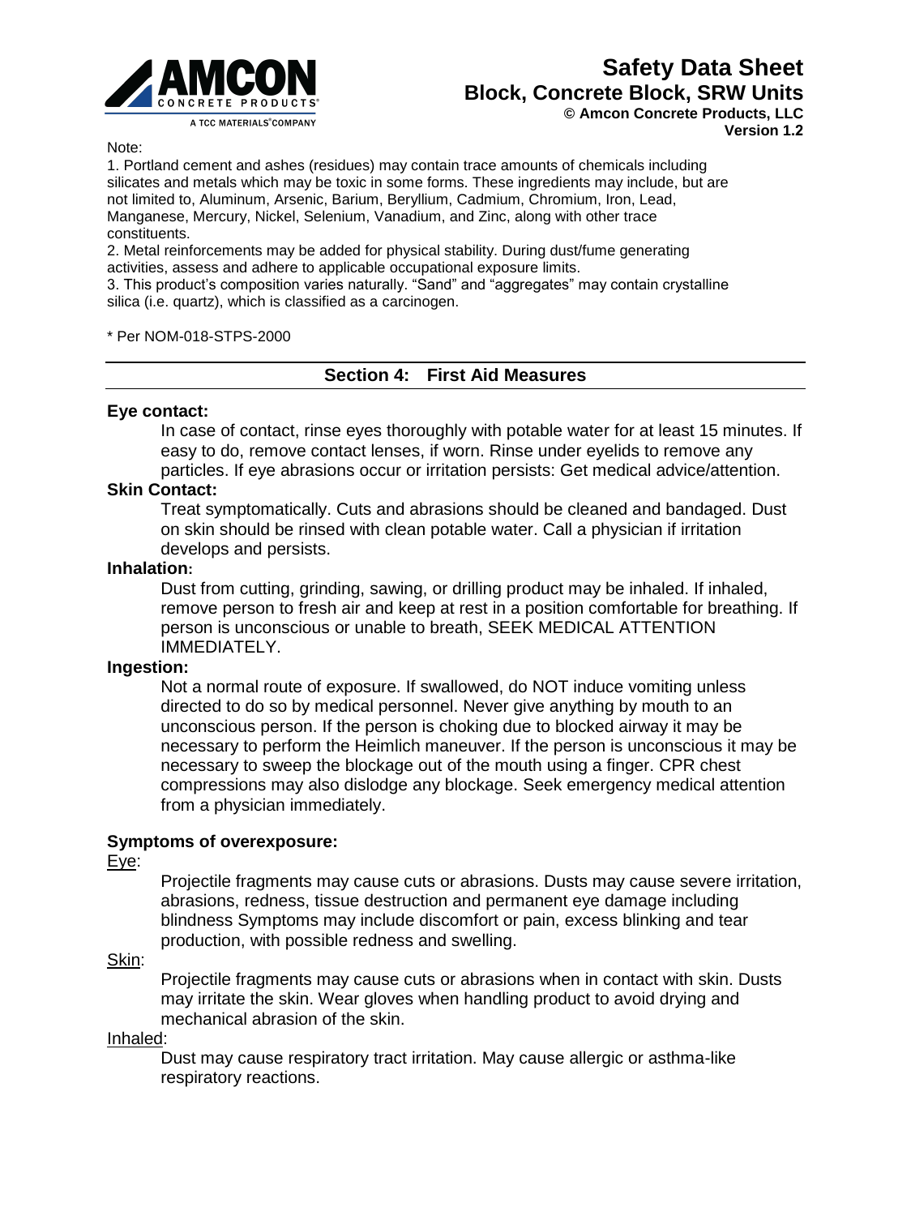Note:

1. Portland cement and ashes (residues) may contain trace amounts of chemicals including silicates and metals which may be toxic in some forms. These ingredients may include, but are not limited to, Aluminum, Arsenic, Barium, Beryllium, Cadmium, Chromium, Iron, Lead, Manganese, Mercury, Nickel, Selenium, Vanadium, and Zinc, along with other trace constituents.
2. Metal reinforcements may be added for physical stability. During dust/fume generating activities, assess and adhere to applicable occupational exposure limits.
3. This product's composition varies naturally. "Sand" and "aggregates" may contain crystalline silica (i.e. quartz), which is classified as a carcinogen.

* Per NOM-018-STPS-2000

## Section 4: First Aid Measures

**Eye contact:**

In case of contact, rinse eyes thoroughly with potable water for at least 15 minutes. If easy to do, remove contact lenses, if worn. Rinse under eyelids to remove any particles. If eye abrasions occur or irritation persists: Get medical advice/attention.

**Skin Contact:**

Treat symptomatically. Cuts and abrasions should be cleaned and bandaged. Dust on skin should be rinsed with clean potable water. Call a physician if irritation develops and persists.

**Inhalation:**

Dust from cutting, grinding, sawing, or drilling product may be inhaled. If inhaled, remove person to fresh air and keep at rest in a position comfortable for breathing. If person is unconscious or unable to breath, SEEK MEDICAL ATTENTION IMMEDIATELY.

**Ingestion:**

Not a normal route of exposure. If swallowed, do NOT induce vomiting unless directed to do so by medical personnel. Never give anything by mouth to an unconscious person. If the person is choking due to blocked airway it may be necessary to perform the Heimlich maneuver. If the person is unconscious it may be necessary to sweep the blockage out of the mouth using a finger. CPR chest compressions may also dislodge any blockage. Seek emergency medical attention from a physician immediately.

**Symptoms of overexposure:**

Eye:

Projectile fragments may cause cuts or abrasions. Dusts may cause severe irritation, abrasions, redness, tissue destruction and permanent eye damage including blindness Symptoms may include discomfort or pain, excess blinking and tear production, with possible redness and swelling.

Skin:

Projectile fragments may cause cuts or abrasions when in contact with skin. Dusts may irritate the skin. Wear gloves when handling product to avoid drying and mechanical abrasion of the skin.

Inhaled:

Dust may cause respiratory tract irritation. May cause allergic or asthma-like respiratory reactions.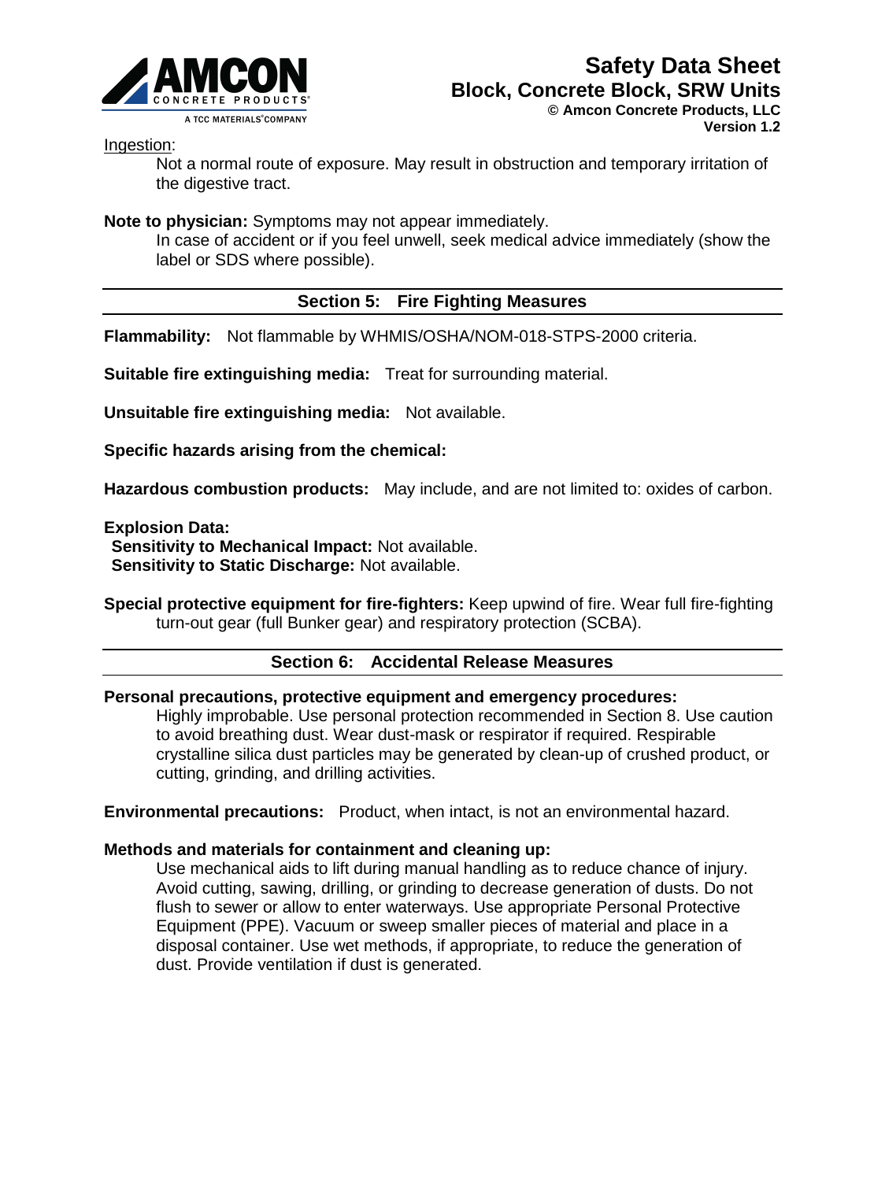Ingestion:

Not a normal route of exposure. May result in obstruction and temporary irritation of the digestive tract.

**Note to physician:** Symptoms may not appear immediately.

In case of accident or if you feel unwell, seek medical advice immediately (show the label or SDS where possible).

## Section 5: Fire Fighting Measures

**Flammability:** Not flammable by WHMIS/OSHA/NOM-018-STPS-2000 criteria.

**Suitable fire extinguishing media:** Treat for surrounding material.

**Unsuitable fire extinguishing media:** Not available.

**Specific hazards arising from the chemical:**

**Hazardous combustion products:** May include, and are not limited to: oxides of carbon.

**Explosion Data:**

**Sensitivity to Mechanical Impact:** Not available.

**Sensitivity to Static Discharge:** Not available.

**Special protective equipment for fire-fighters:** Keep upwind of fire. Wear full fire-fighting turn-out gear (full Bunker gear) and respiratory protection (SCBA).

## Section 6: Accidental Release Measures

**Personal precautions, protective equipment and emergency procedures:**

Highly improbable. Use personal protection recommended in Section 8. Use caution to avoid breathing dust. Wear dust-mask or respirator if required. Respirable crystalline silica dust particles may be generated by clean-up of crushed product, or cutting, grinding, and drilling activities.

**Environmental precautions:** Product, when intact, is not an environmental hazard.

**Methods and materials for containment and cleaning up:**

Use mechanical aids to lift during manual handling as to reduce chance of injury. Avoid cutting, sawing, drilling, or grinding to decrease generation of dusts. Do not flush to sewer or allow to enter waterways. Use appropriate Personal Protective Equipment (PPE). Vacuum or sweep smaller pieces of material and place in a disposal container. Use wet methods, if appropriate, to reduce the generation of dust. Provide ventilation if dust is generated.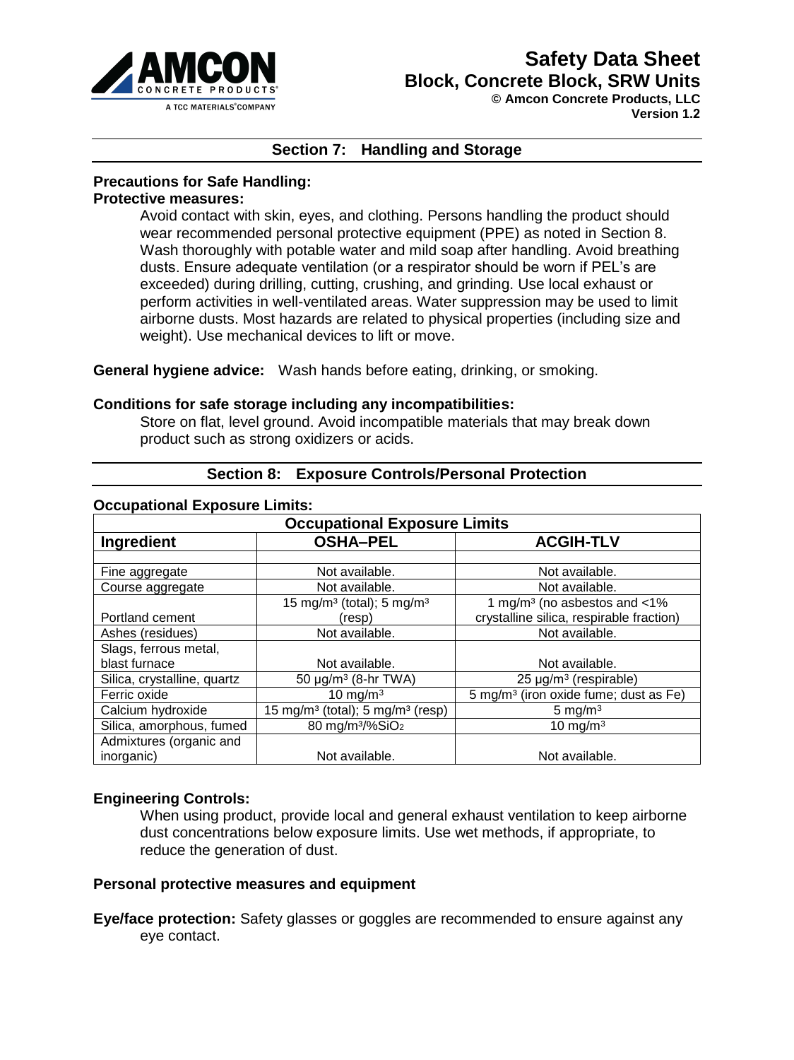## Section 7: Handling and Storage

**Precautions for Safe Handling:**
**Protective measures:**

Avoid contact with skin, eyes, and clothing. Persons handling the product should wear recommended personal protective equipment (PPE) as noted in Section 8. Wash thoroughly with potable water and mild soap after handling. Avoid breathing dusts. Ensure adequate ventilation (or a respirator should be worn if PEL's are exceeded) during drilling, cutting, crushing, and grinding. Use local exhaust or perform activities in well-ventilated areas. Water suppression may be used to limit airborne dusts. Most hazards are related to physical properties (including size and weight). Use mechanical devices to lift or move.

**General hygiene advice:** Wash hands before eating, drinking, or smoking.

**Conditions for safe storage including any incompatibilities:**

Store on flat, level ground. Avoid incompatible materials that may break down product such as strong oxidizers or acids.

## Section 8: Exposure Controls/Personal Protection

**Occupational Exposure Limits:**

| Occupational Exposure Limits | | |
|---|---|---|
| **Ingredient** | **OSHA–PEL** | **ACGIH-TLV** |
| | | |
| Fine aggregate | Not available. | Not available. |
| Course aggregate | Not available. | Not available. |
| Portland cement | 15 mg/m³ (total); 5 mg/m³ (resp) | 1 mg/m³ (no asbestos and <1% crystalline silica, respirable fraction) |
| Ashes (residues) | Not available. | Not available. |
| Slags, ferrous metal, blast furnace | Not available. | Not available. |
| Silica, crystalline, quartz | 50 µg/m³ (8-hr TWA) | 25 µg/m³ (respirable) |
| Ferric oxide | 10 mg/m³ | 5 mg/m³ (iron oxide fume; dust as Fe) |
| Calcium hydroxide | 15 mg/m³ (total); 5 mg/m³ (resp) | 5 mg/m³ |
| Silica, amorphous, fumed | 80 mg/m³/%$SiO_2$ | 10 mg/m³ |
| Admixtures (organic and inorganic) | Not available. | Not available. |

**Engineering Controls:**

When using product, provide local and general exhaust ventilation to keep airborne dust concentrations below exposure limits. Use wet methods, if appropriate, to reduce the generation of dust.

**Personal protective measures and equipment**

**Eye/face protection:** Safety glasses or goggles are recommended to ensure against any eye contact.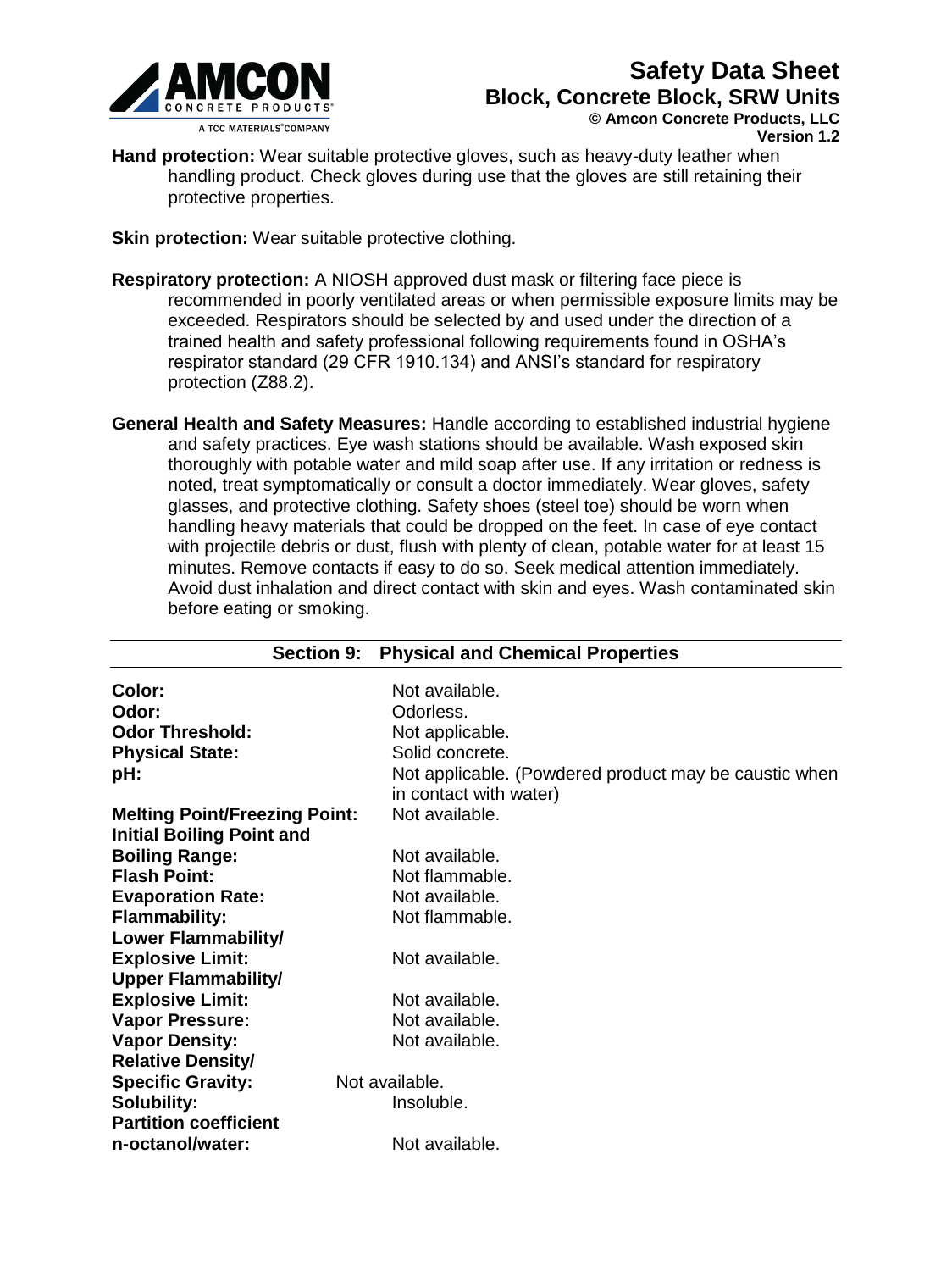**Hand protection:** Wear suitable protective gloves, such as heavy-duty leather when handling product. Check gloves during use that the gloves are still retaining their protective properties.

**Skin protection:** Wear suitable protective clothing.

**Respiratory protection:** A NIOSH approved dust mask or filtering face piece is recommended in poorly ventilated areas or when permissible exposure limits may be exceeded. Respirators should be selected by and used under the direction of a trained health and safety professional following requirements found in OSHA's respirator standard (29 CFR 1910.134) and ANSI's standard for respiratory protection (Z88.2).

**General Health and Safety Measures:** Handle according to established industrial hygiene and safety practices. Eye wash stations should be available. Wash exposed skin thoroughly with potable water and mild soap after use. If any irritation or redness is noted, treat symptomatically or consult a doctor immediately. Wear gloves, safety glasses, and protective clothing. Safety shoes (steel toe) should be worn when handling heavy materials that could be dropped on the feet. In case of eye contact with projectile debris or dust, flush with plenty of clean, potable water for at least 15 minutes. Remove contacts if easy to do so. Seek medical attention immediately. Avoid dust inhalation and direct contact with skin and eyes. Wash contaminated skin before eating or smoking.

## Section 9: Physical and Chemical Properties

| | |
|---|---|
| **Color:** | Not available. |
| **Odor:** | Odorless. |
| **Odor Threshold:** | Not applicable. |
| **Physical State:** | Solid concrete. |
| **pH:** | Not applicable. (Powdered product may be caustic when in contact with water) |
| **Melting Point/Freezing Point:** | Not available. |
| **Initial Boiling Point and Boiling Range:** | Not available. |
| **Flash Point:** | Not flammable. |
| **Evaporation Rate:** | Not available. |
| **Flammability:** | Not flammable. |
| **Lower Flammability/ Explosive Limit:** | Not available. |
| **Upper Flammability/ Explosive Limit:** | Not available. |
| **Vapor Pressure:** | Not available. |
| **Vapor Density:** | Not available. |
| **Relative Density/ Specific Gravity:** | Not available. |
| **Solubility:** | Insoluble. |
| **Partition coefficient n-octanol/water:** | Not available. |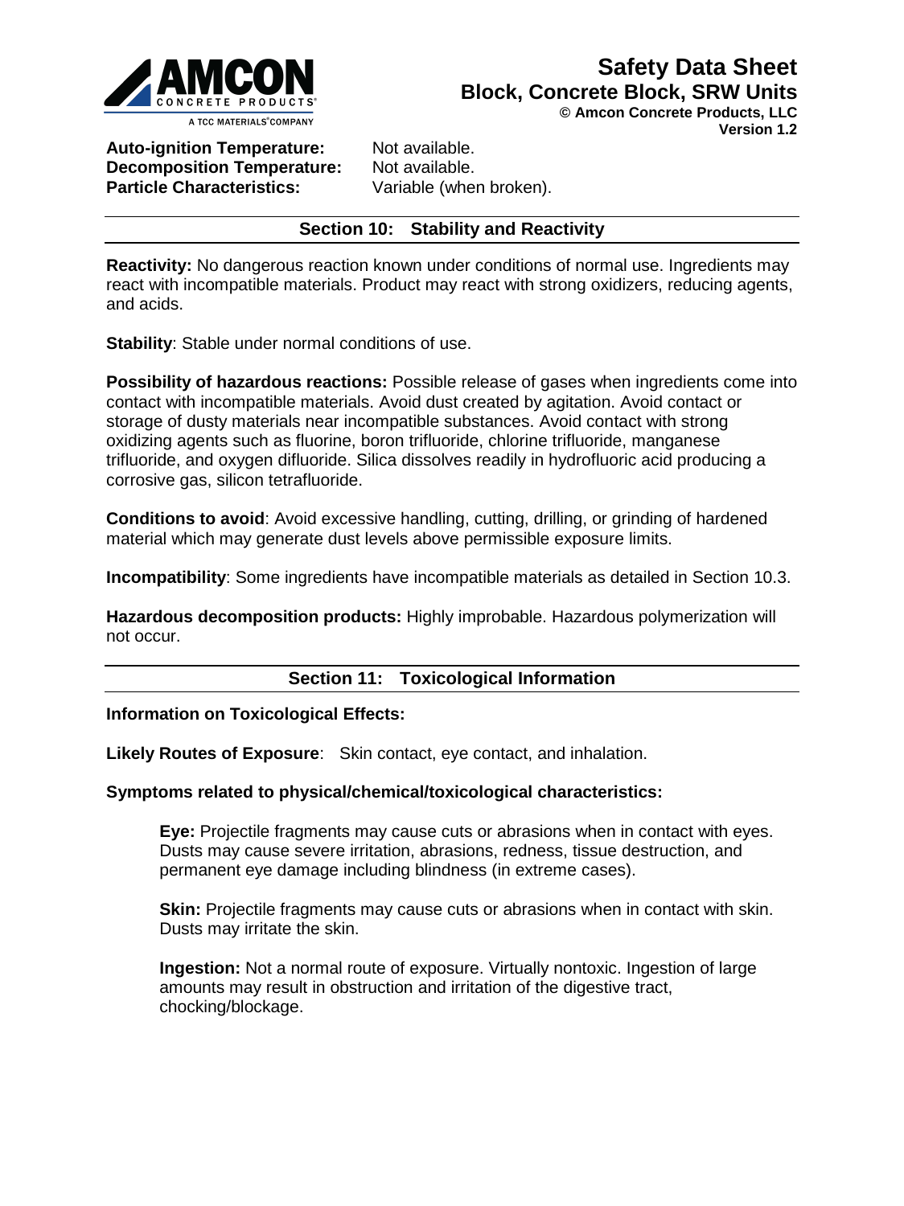**Auto-ignition Temperature:** Not available.
**Decomposition Temperature:** Not available.
**Particle Characteristics:** Variable (when broken).

## Section 10: Stability and Reactivity

**Reactivity:** No dangerous reaction known under conditions of normal use. Ingredients may react with incompatible materials. Product may react with strong oxidizers, reducing agents, and acids.

**Stability**: Stable under normal conditions of use.

**Possibility of hazardous reactions:** Possible release of gases when ingredients come into contact with incompatible materials. Avoid dust created by agitation. Avoid contact or storage of dusty materials near incompatible substances. Avoid contact with strong oxidizing agents such as fluorine, boron trifluoride, chlorine trifluoride, manganese trifluoride, and oxygen difluoride. Silica dissolves readily in hydrofluoric acid producing a corrosive gas, silicon tetrafluoride.

**Conditions to avoid**: Avoid excessive handling, cutting, drilling, or grinding of hardened material which may generate dust levels above permissible exposure limits.

**Incompatibility**: Some ingredients have incompatible materials as detailed in Section 10.3.

**Hazardous decomposition products:** Highly improbable. Hazardous polymerization will not occur.

## Section 11: Toxicological Information

**Information on Toxicological Effects:**

**Likely Routes of Exposure**: Skin contact, eye contact, and inhalation.

**Symptoms related to physical/chemical/toxicological characteristics:**

**Eye:** Projectile fragments may cause cuts or abrasions when in contact with eyes. Dusts may cause severe irritation, abrasions, redness, tissue destruction, and permanent eye damage including blindness (in extreme cases).

**Skin:** Projectile fragments may cause cuts or abrasions when in contact with skin. Dusts may irritate the skin.

**Ingestion:** Not a normal route of exposure. Virtually nontoxic. Ingestion of large amounts may result in obstruction and irritation of the digestive tract, chocking/blockage.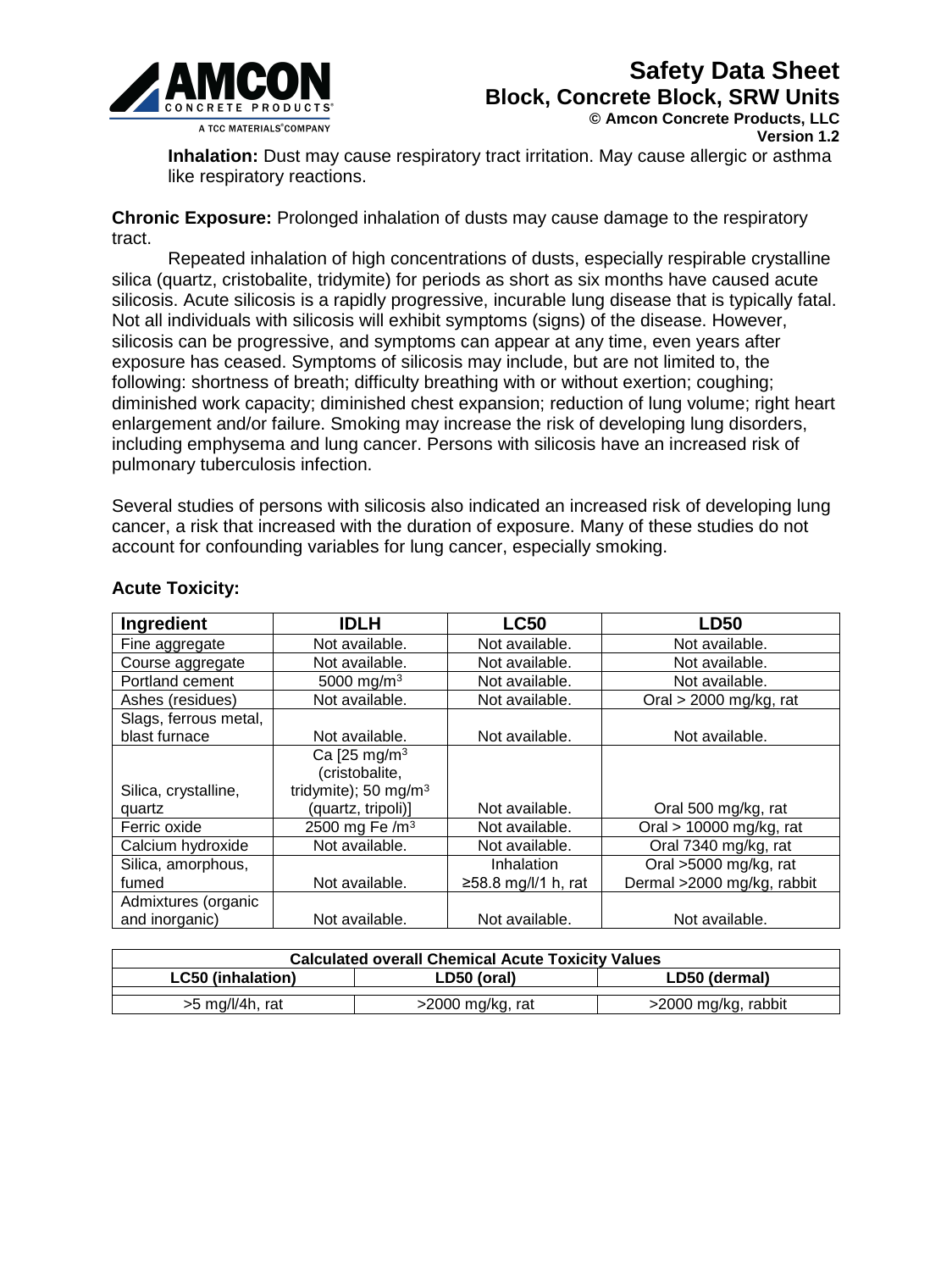**Inhalation:** Dust may cause respiratory tract irritation. May cause allergic or asthma like respiratory reactions.

**Chronic Exposure:** Prolonged inhalation of dusts may cause damage to the respiratory tract.

Repeated inhalation of high concentrations of dusts, especially respirable crystalline silica (quartz, cristobalite, tridymite) for periods as short as six months have caused acute silicosis. Acute silicosis is a rapidly progressive, incurable lung disease that is typically fatal. Not all individuals with silicosis will exhibit symptoms (signs) of the disease. However, silicosis can be progressive, and symptoms can appear at any time, even years after exposure has ceased. Symptoms of silicosis may include, but are not limited to, the following: shortness of breath; difficulty breathing with or without exertion; coughing; diminished work capacity; diminished chest expansion; reduction of lung volume; right heart enlargement and/or failure. Smoking may increase the risk of developing lung disorders, including emphysema and lung cancer. Persons with silicosis have an increased risk of pulmonary tuberculosis infection.

Several studies of persons with silicosis also indicated an increased risk of developing lung cancer, a risk that increased with the duration of exposure. Many of these studies do not account for confounding variables for lung cancer, especially smoking.

**Acute Toxicity:**

| Ingredient | IDLH | LC50 | LD50 |
|---|---|---|---|
| Fine aggregate | Not available. | Not available. | Not available. |
| Course aggregate | Not available. | Not available. | Not available. |
| Portland cement | 5000 $mg/m^3$ | Not available. | Not available. |
| Ashes (residues) | Not available. | Not available. | Oral > 2000 mg/kg, rat |
| Slags, ferrous metal, blast furnace | Not available. | Not available. | Not available. |
| Silica, crystalline, quartz | Ca [25 $mg/m^3$ (cristobalite, tridymite); 50 $mg/m^3$ (quartz, tripoli)] | Not available. | Oral 500 mg/kg, rat |
| Ferric oxide | 2500 mg Fe $/m^3$ | Not available. | Oral > 10000 mg/kg, rat |
| Calcium hydroxide | Not available. | Not available. | Oral 7340 mg/kg, rat |
| Silica, amorphous, fumed | Not available. | Inhalation ≥58.8 mg/l/1 h, rat | Oral >5000 mg/kg, rat Dermal >2000 mg/kg, rabbit |
| Admixtures (organic and inorganic) | Not available. | Not available. | Not available. |

| Calculated overall Chemical Acute Toxicity Values | | |
|---|---|---|
| **LC50 (inhalation)** | **LD50 (oral)** | **LD50 (dermal)** |
| >5 mg/l/4h, rat | >2000 mg/kg, rat | >2000 mg/kg, rabbit |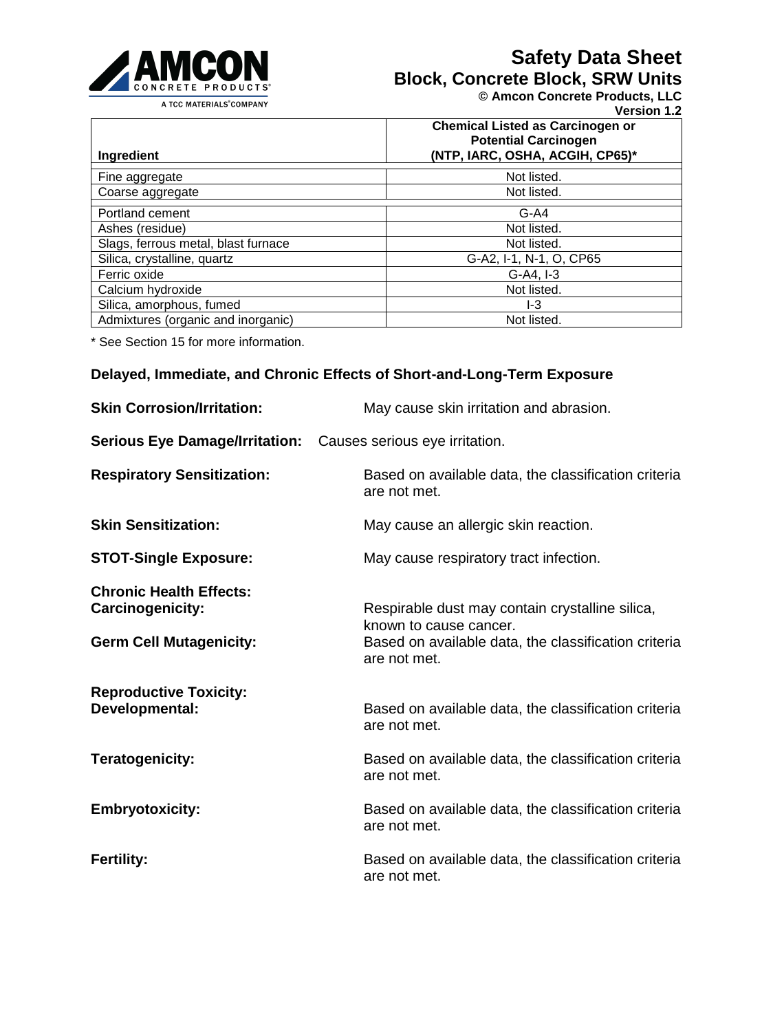| Ingredient | Chemical Listed as Carcinogen or Potential Carcinogen (NTP, IARC, OSHA, ACGIH, CP65)* |
|---|---|
| Fine aggregate | Not listed. |
| Coarse aggregate | Not listed. |
| Portland cement | G-A4 |
| Ashes (residue) | Not listed. |
| Slags, ferrous metal, blast furnace | Not listed. |
| Silica, crystalline, quartz | G-A2, I-1, N-1, O, CP65 |
| Ferric oxide | G-A4, I-3 |
| Calcium hydroxide | Not listed. |
| Silica, amorphous, fumed | I-3 |
| Admixtures (organic and inorganic) | Not listed. |

* See Section 15 for more information.

**Delayed, Immediate, and Chronic Effects of Short-and-Long-Term Exposure**

**Skin Corrosion/Irritation:** May cause skin irritation and abrasion.

**Serious Eye Damage/Irritation:** Causes serious eye irritation.

**Respiratory Sensitization:** Based on available data, the classification criteria are not met.

**Skin Sensitization:** May cause an allergic skin reaction.

**STOT-Single Exposure:** May cause respiratory tract infection.

**Chronic Health Effects:**

**Carcinogenicity:** Respirable dust may contain crystalline silica, known to cause cancer.

**Germ Cell Mutagenicity:** Based on available data, the classification criteria are not met.

**Reproductive Toxicity:**

**Developmental:** Based on available data, the classification criteria are not met.

**Teratogenicity:** Based on available data, the classification criteria are not met.

**Embryotoxicity:** Based on available data, the classification criteria are not met.

**Fertility:** Based on available data, the classification criteria are not met.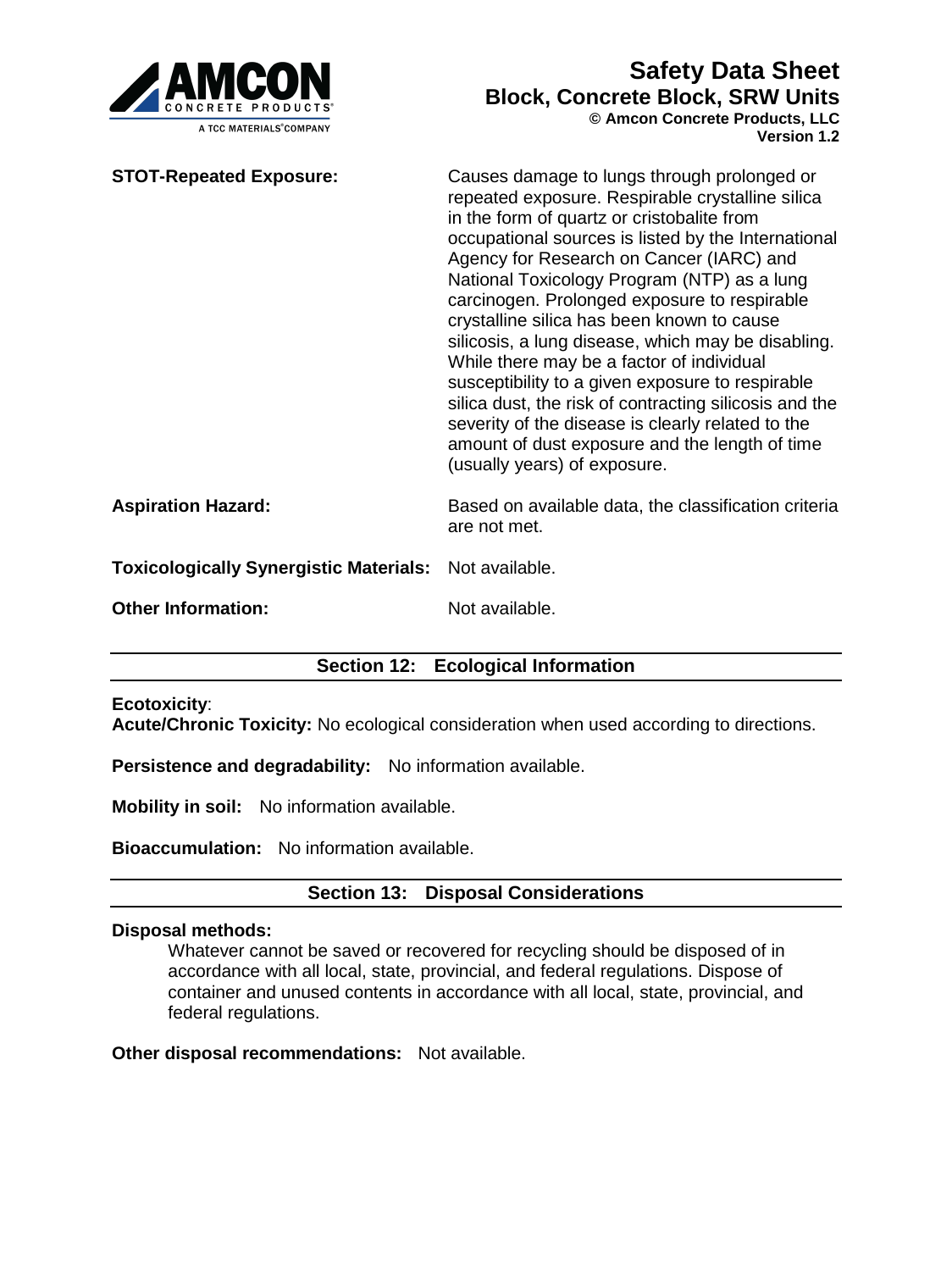**STOT-Repeated Exposure:** Causes damage to lungs through prolonged or repeated exposure. Respirable crystalline silica in the form of quartz or cristobalite from occupational sources is listed by the International Agency for Research on Cancer (IARC) and National Toxicology Program (NTP) as a lung carcinogen. Prolonged exposure to respirable crystalline silica has been known to cause silicosis, a lung disease, which may be disabling. While there may be a factor of individual susceptibility to a given exposure to respirable silica dust, the risk of contracting silicosis and the severity of the disease is clearly related to the amount of dust exposure and the length of time (usually years) of exposure.

**Aspiration Hazard:** Based on available data, the classification criteria are not met.

**Toxicologically Synergistic Materials:** Not available.

**Other Information:** Not available.

## Section 12: Ecological Information

**Ecotoxicity**:
**Acute/Chronic Toxicity:** No ecological consideration when used according to directions.

**Persistence and degradability:** No information available.

**Mobility in soil:** No information available.

**Bioaccumulation:** No information available.

## Section 13: Disposal Considerations

**Disposal methods:**

Whatever cannot be saved or recovered for recycling should be disposed of in accordance with all local, state, provincial, and federal regulations. Dispose of container and unused contents in accordance with all local, state, provincial, and federal regulations.

**Other disposal recommendations:** Not available.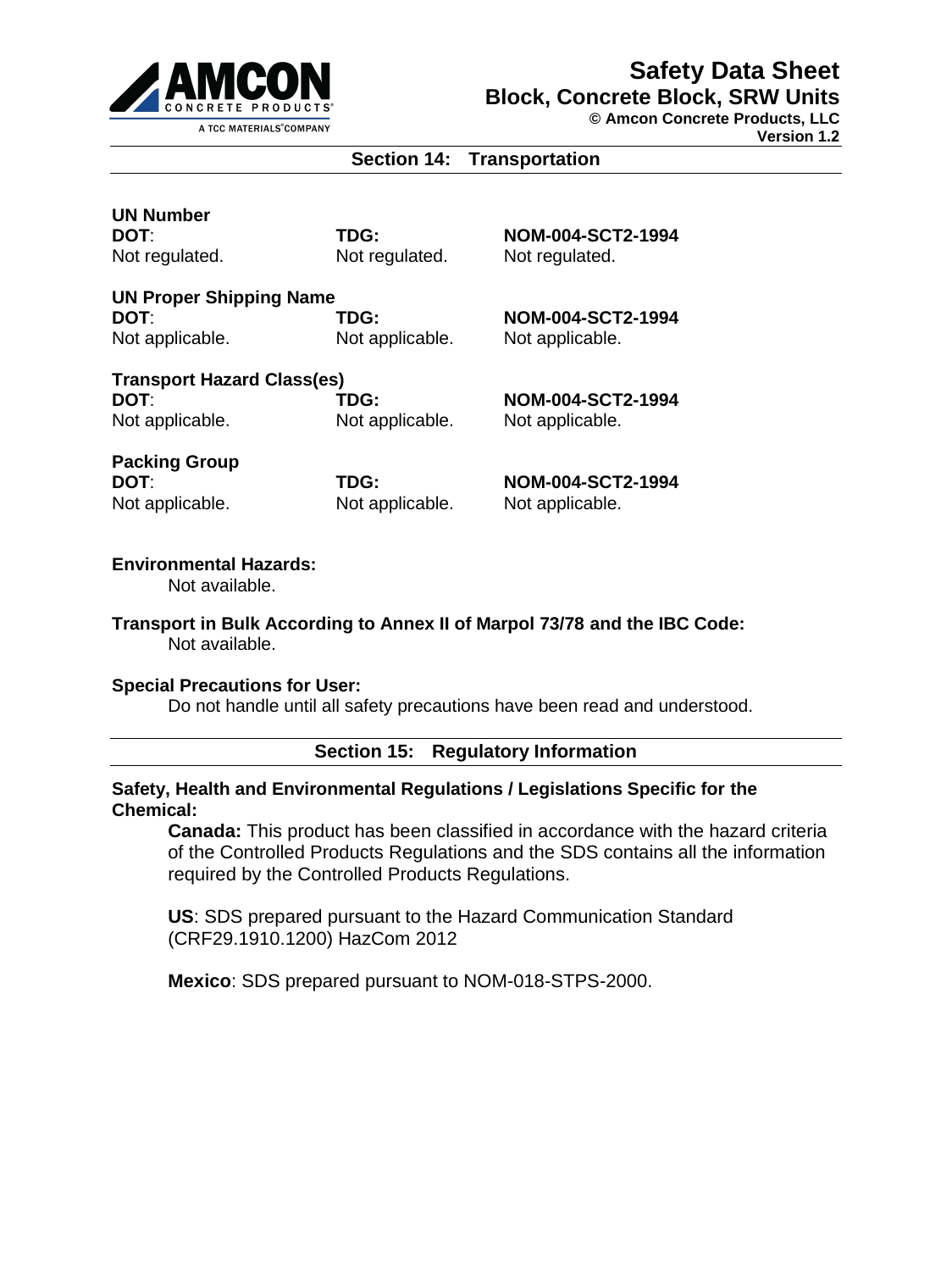## Section 14: Transportation

**UN Number**

| DOT: | TDG: | NOM-004-SCT2-1994 |
| --- | --- | --- |
| Not regulated. | Not regulated. | Not regulated. |

**UN Proper Shipping Name**

| DOT: | TDG: | NOM-004-SCT2-1994 |
| --- | --- | --- |
| Not applicable. | Not applicable. | Not applicable. |

**Transport Hazard Class(es)**

| DOT: | TDG: | NOM-004-SCT2-1994 |
| --- | --- | --- |
| Not applicable. | Not applicable. | Not applicable. |

**Packing Group**

| DOT: | TDG: | NOM-004-SCT2-1994 |
| --- | --- | --- |
| Not applicable. | Not applicable. | Not applicable. |

**Environmental Hazards:**

Not available.

**Transport in Bulk According to Annex II of Marpol 73/78 and the IBC Code:**

Not available.

**Special Precautions for User:**

Do not handle until all safety precautions have been read and understood.

## Section 15: Regulatory Information

**Safety, Health and Environmental Regulations / Legislations Specific for the Chemical:**

**Canada:** This product has been classified in accordance with the hazard criteria of the Controlled Products Regulations and the SDS contains all the information required by the Controlled Products Regulations.

**US**: SDS prepared pursuant to the Hazard Communication Standard (CRF29.1910.1200) HazCom 2012

**Mexico**: SDS prepared pursuant to NOM-018-STPS-2000.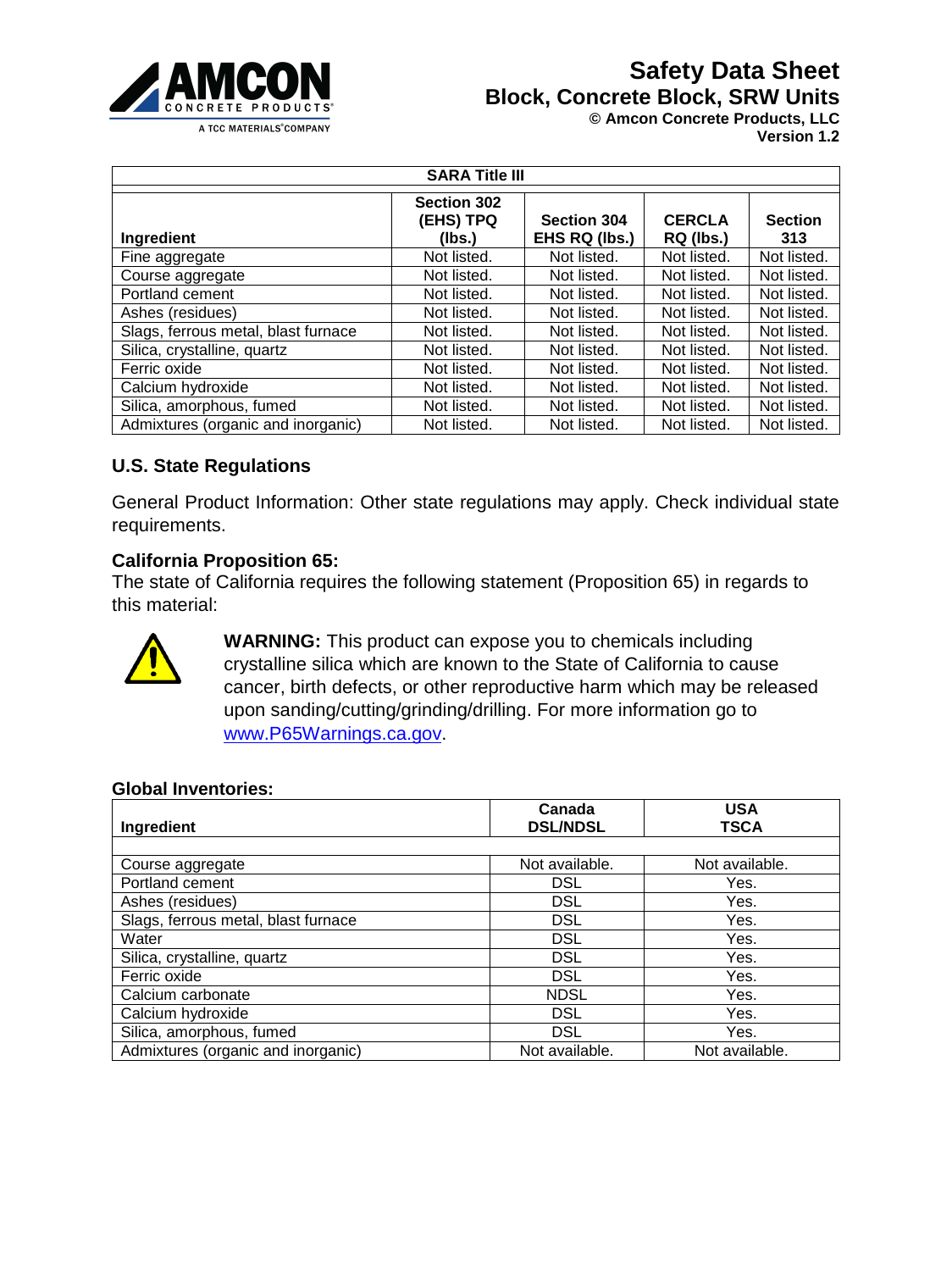**SARA Title III**

| Ingredient | Section 302 (EHS) TPQ (lbs.) | Section 304 EHS RQ (lbs.) | CERCLA RQ (lbs.) | Section 313 |
|---|---|---|---|---|
| Fine aggregate | Not listed. | Not listed. | Not listed. | Not listed. |
| Course aggregate | Not listed. | Not listed. | Not listed. | Not listed. |
| Portland cement | Not listed. | Not listed. | Not listed. | Not listed. |
| Ashes (residues) | Not listed. | Not listed. | Not listed. | Not listed. |
| Slags, ferrous metal, blast furnace | Not listed. | Not listed. | Not listed. | Not listed. |
| Silica, crystalline, quartz | Not listed. | Not listed. | Not listed. | Not listed. |
| Ferric oxide | Not listed. | Not listed. | Not listed. | Not listed. |
| Calcium hydroxide | Not listed. | Not listed. | Not listed. | Not listed. |
| Silica, amorphous, fumed | Not listed. | Not listed. | Not listed. | Not listed. |
| Admixtures (organic and inorganic) | Not listed. | Not listed. | Not listed. | Not listed. |

## U.S. State Regulations

General Product Information: Other state regulations may apply. Check individual state requirements.

**California Proposition 65:**

The state of California requires the following statement (Proposition 65) in regards to this material:

**WARNING:** This product can expose you to chemicals including crystalline silica which are known to the State of California to cause cancer, birth defects, or other reproductive harm which may be released upon sanding/cutting/grinding/drilling. For more information go to www.P65Warnings.ca.gov.

**Global Inventories:**

| Ingredient | Canada DSL/NDSL | USA TSCA |
|---|---|---|
| | | |
| Course aggregate | Not available. | Not available. |
| Portland cement | DSL | Yes. |
| Ashes (residues) | DSL | Yes. |
| Slags, ferrous metal, blast furnace | DSL | Yes. |
| Water | DSL | Yes. |
| Silica, crystalline, quartz | DSL | Yes. |
| Ferric oxide | DSL | Yes. |
| Calcium carbonate | NDSL | Yes. |
| Calcium hydroxide | DSL | Yes. |
| Silica, amorphous, fumed | DSL | Yes. |
| Admixtures (organic and inorganic) | Not available. | Not available. |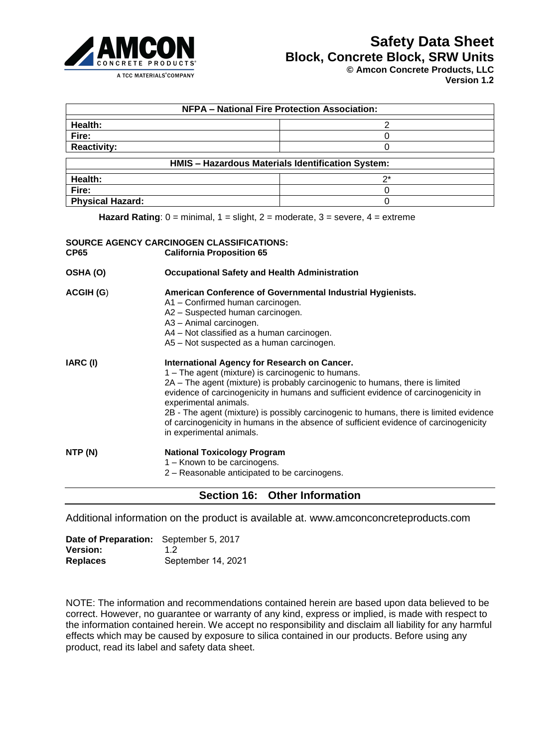| NFPA – National Fire Protection Association: | |
| --- | --- |
| **Health:** | 2 |
| **Fire:** | 0 |
| **Reactivity:** | 0 |

| HMIS – Hazardous Materials Identification System: | |
| --- | --- |
| **Health:** | 2* |
| **Fire:** | 0 |
| **Physical Hazard:** | 0 |

**Hazard Rating**: 0 = minimal, 1 = slight, 2 = moderate, 3 = severe, 4 = extreme

**SOURCE AGENCY CARCINOGEN CLASSIFICATIONS:**

**CP65** — **California Proposition 65**

**OSHA (O)** — **Occupational Safety and Health Administration**

**ACGIH (G)** — **American Conference of Governmental Industrial Hygienists.**
A1 – Confirmed human carcinogen.
A2 – Suspected human carcinogen.
A3 – Animal carcinogen.
A4 – Not classified as a human carcinogen.
A5 – Not suspected as a human carcinogen.

**IARC (I)** — **International Agency for Research on Cancer.**
1 – The agent (mixture) is carcinogenic to humans.
2A – The agent (mixture) is probably carcinogenic to humans, there is limited evidence of carcinogenicity in humans and sufficient evidence of carcinogenicity in experimental animals.
2B - The agent (mixture) is possibly carcinogenic to humans, there is limited evidence of carcinogenicity in humans in the absence of sufficient evidence of carcinogenicity in experimental animals.

**NTP (N)** — **National Toxicology Program**
1 – Known to be carcinogens.
2 – Reasonable anticipated to be carcinogens.

## Section 16: Other Information

Additional information on the product is available at. www.amconconcreteproducts.com

**Date of Preparation:** September 5, 2017
**Version:** 1.2
**Replaces** September 14, 2021

NOTE: The information and recommendations contained herein are based upon data believed to be correct. However, no guarantee or warranty of any kind, express or implied, is made with respect to the information contained herein. We accept no responsibility and disclaim all liability for any harmful effects which may be caused by exposure to silica contained in our products. Before using any product, read its label and safety data sheet.